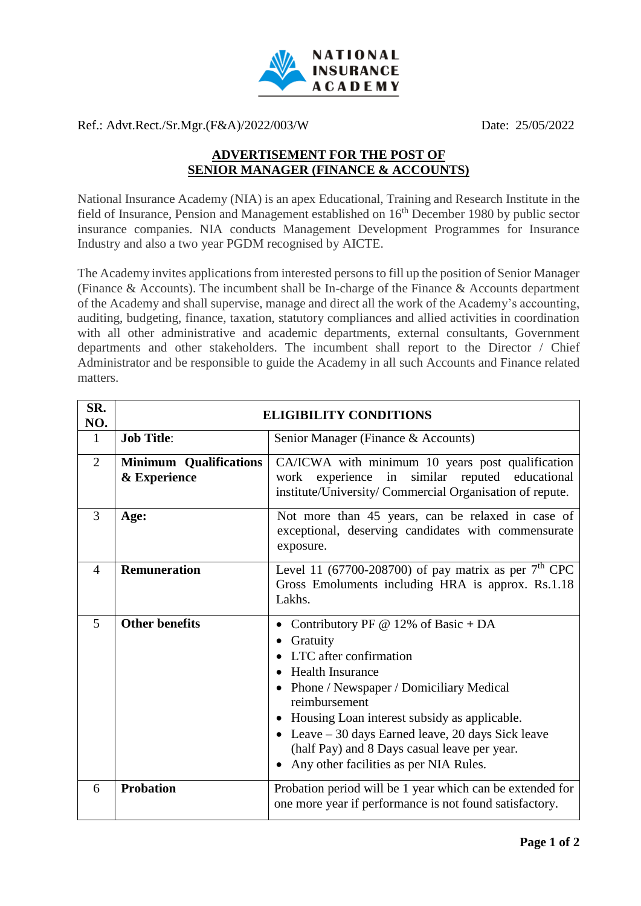NATIONAL INSURANCE ACADEMY

Ref.: Advt.Rect./Sr.Mgr.(F&A)/2022/003/W Date: 25/05/2022

## ADVERTISEMENT FOR THE POST OF SENIOR MANAGER (FINANCE & ACCOUNTS)

National Insurance Academy (NIA) is an apex Educational, Training and Research Institute in the field of Insurance, Pension and Management established on 16th December 1980 by public sector insurance companies. NIA conducts Management Development Programmes for Insurance Industry and also a two year PGDM recognised by AICTE.

The Academy invites applications from interested persons to fill up the position of Senior Manager (Finance & Accounts). The incumbent shall be In-charge of the Finance & Accounts department of the Academy and shall supervise, manage and direct all the work of the Academy's accounting, auditing, budgeting, finance, taxation, statutory compliances and allied activities in coordination with all other administrative and academic departments, external consultants, Government departments and other stakeholders. The incumbent shall report to the Director / Chief Administrator and be responsible to guide the Academy in all such Accounts and Finance related matters.

| SR. NO. | ELIGIBILITY CONDITIONS | |
|---|---|---|
| 1 | **Job Title**: | Senior Manager (Finance & Accounts) |
| 2 | **Minimum Qualifications & Experience** | CA/ICWA with minimum 10 years post qualification work experience in similar reputed educational institute/University/ Commercial Organisation of repute. |
| 3 | **Age:** | Not more than 45 years, can be relaxed in case of exceptional, deserving candidates with commensurate exposure. |
| 4 | **Remuneration** | Level 11 (67700-208700) of pay matrix as per 7th CPC Gross Emoluments including HRA is approx. Rs.1.18 Lakhs. |
| 5 | **Other benefits** | • Contributory PF @ 12% of Basic + DA<br>• Gratuity<br>• LTC after confirmation<br>• Health Insurance<br>• Phone / Newspaper / Domiciliary Medical reimbursement<br>• Housing Loan interest subsidy as applicable.<br>• Leave – 30 days Earned leave, 20 days Sick leave (half Pay) and 8 Days casual leave per year.<br>• Any other facilities as per NIA Rules. |
| 6 | **Probation** | Probation period will be 1 year which can be extended for one more year if performance is not found satisfactory. |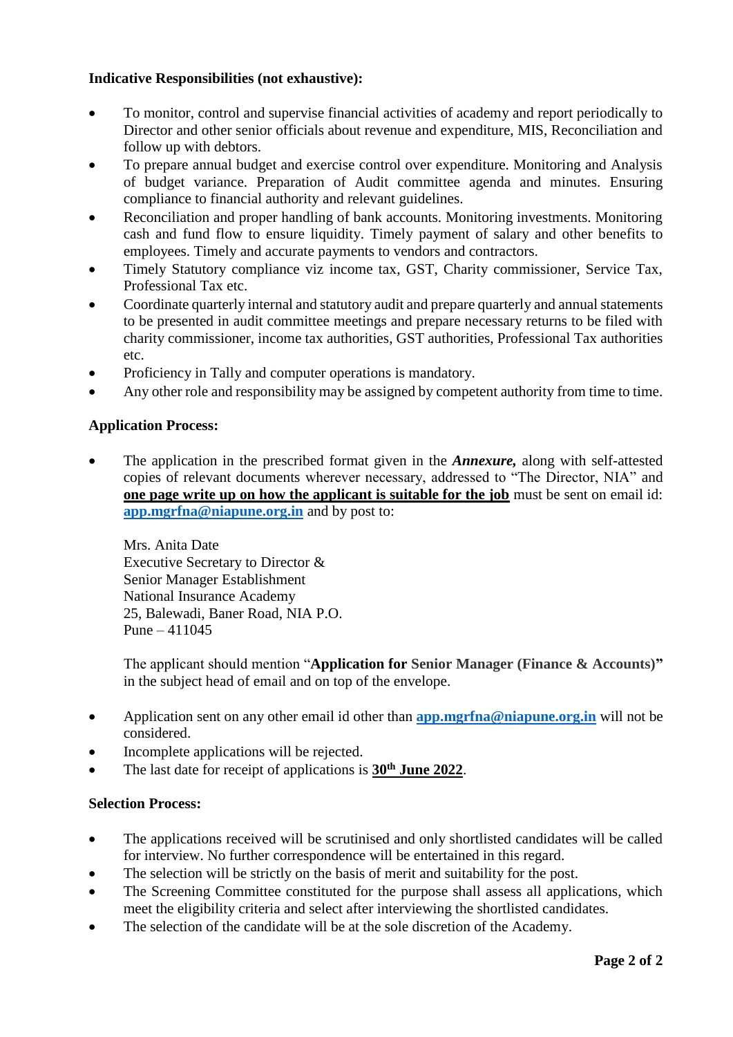**Indicative Responsibilities (not exhaustive):**

- To monitor, control and supervise financial activities of academy and report periodically to Director and other senior officials about revenue and expenditure, MIS, Reconciliation and follow up with debtors.
- To prepare annual budget and exercise control over expenditure. Monitoring and Analysis of budget variance. Preparation of Audit committee agenda and minutes. Ensuring compliance to financial authority and relevant guidelines.
- Reconciliation and proper handling of bank accounts. Monitoring investments. Monitoring cash and fund flow to ensure liquidity. Timely payment of salary and other benefits to employees. Timely and accurate payments to vendors and contractors.
- Timely Statutory compliance viz income tax, GST, Charity commissioner, Service Tax, Professional Tax etc.
- Coordinate quarterly internal and statutory audit and prepare quarterly and annual statements to be presented in audit committee meetings and prepare necessary returns to be filed with charity commissioner, income tax authorities, GST authorities, Professional Tax authorities etc.
- Proficiency in Tally and computer operations is mandatory.
- Any other role and responsibility may be assigned by competent authority from time to time.

**Application Process:**

- The application in the prescribed format given in the ***Annexure,*** along with self-attested copies of relevant documents wherever necessary, addressed to "The Director, NIA" and **one page write up on how the applicant is suitable for the job** must be sent on email id: **app.mgrfna@niapune.org.in** and by post to:

  Mrs. Anita Date
  Executive Secretary to Director &
  Senior Manager Establishment
  National Insurance Academy
  25, Balewadi, Baner Road, NIA P.O.
  Pune – 411045

  The applicant should mention "**Application for Senior Manager (Finance & Accounts)"** in the subject head of email and on top of the envelope.

- Application sent on any other email id other than **app.mgrfna@niapune.org.in** will not be considered.
- Incomplete applications will be rejected.
- The last date for receipt of applications is **30th June 2022**.

**Selection Process:**

- The applications received will be scrutinised and only shortlisted candidates will be called for interview. No further correspondence will be entertained in this regard.
- The selection will be strictly on the basis of merit and suitability for the post.
- The Screening Committee constituted for the purpose shall assess all applications, which meet the eligibility criteria and select after interviewing the shortlisted candidates.
- The selection of the candidate will be at the sole discretion of the Academy.